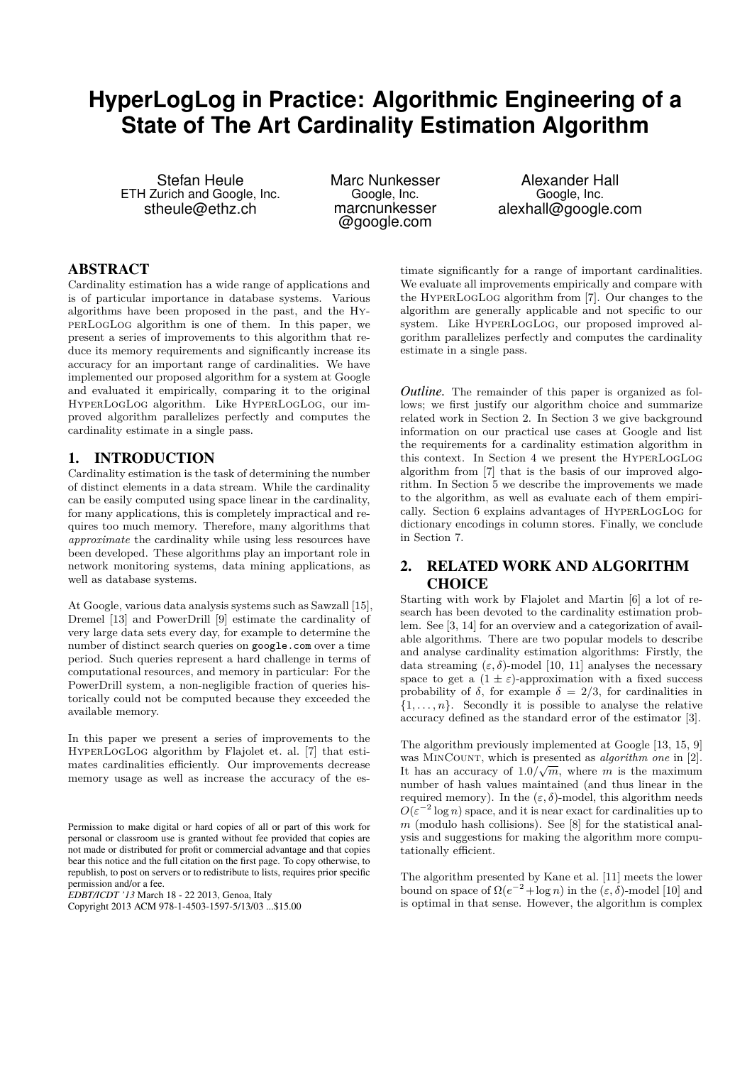# HyperLogLog in Practice: Algorithmic Engineering of a State of The Art Cardinality Estimation Algorithm

Stefan Heule
ETH Zurich and Google, Inc.
stheule@ethz.ch

Marc Nunkesser
Google, Inc.
marcnunkesser@google.com

Alexander Hall
Google, Inc.
alexhall@google.com

## ABSTRACT

Cardinality estimation has a wide range of applications and is of particular importance in database systems. Various algorithms have been proposed in the past, and the HyperLogLog algorithm is one of them. In this paper, we present a series of improvements to this algorithm that reduce its memory requirements and significantly increase its accuracy for an important range of cardinalities. We have implemented our proposed algorithm for a system at Google and evaluated it empirically, comparing it to the original HyperLogLog algorithm. Like HyperLogLog, our improved algorithm parallelizes perfectly and computes the cardinality estimate in a single pass.

## 1. INTRODUCTION

Cardinality estimation is the task of determining the number of distinct elements in a data stream. While the cardinality can be easily computed using space linear in the cardinality, for many applications, this is completely impractical and requires too much memory. Therefore, many algorithms that *approximate* the cardinality while using less resources have been developed. These algorithms play an important role in network monitoring systems, data mining applications, as well as database systems.

At Google, various data analysis systems such as Sawzall [15], Dremel [13] and PowerDrill [9] estimate the cardinality of very large data sets every day, for example to determine the number of distinct search queries on `google.com` over a time period. Such queries represent a hard challenge in terms of computational resources, and memory in particular: For the PowerDrill system, a non-negligible fraction of queries historically could not be computed because they exceeded the available memory.

In this paper we present a series of improvements to the HyperLogLog algorithm by Flajolet et. al. [7] that estimates cardinalities efficiently. Our improvements decrease memory usage as well as increase the accuracy of the estimate significantly for a range of important cardinalities. We evaluate all improvements empirically and compare with the HyperLogLog algorithm from [7]. Our changes to the algorithm are generally applicable and not specific to our system. Like HyperLogLog, our proposed improved algorithm parallelizes perfectly and computes the cardinality estimate in a single pass.

Permission to make digital or hard copies of all or part of this work for personal or classroom use is granted without fee provided that copies are not made or distributed for profit or commercial advantage and that copies bear this notice and the full citation on the first page. To copy otherwise, to republish, to post on servers or to redistribute to lists, requires prior specific permission and/or a fee.
*EDBT/ICDT '13* March 18 - 22 2013, Genoa, Italy
Copyright 2013 ACM 978-1-4503-1597-5/13/03 ...$15.00

***Outline.*** The remainder of this paper is organized as follows; we first justify our algorithm choice and summarize related work in Section 2. In Section 3 we give background information on our practical use cases at Google and list the requirements for a cardinality estimation algorithm in this context. In Section 4 we present the HyperLogLog algorithm from [7] that is the basis of our improved algorithm. In Section 5 we describe the improvements we made to the algorithm, as well as evaluate each of them empirically. Section 6 explains advantages of HyperLogLog for dictionary encodings in column stores. Finally, we conclude in Section 7.

## 2. RELATED WORK AND ALGORITHM CHOICE

Starting with work by Flajolet and Martin [6] a lot of research has been devoted to the cardinality estimation problem. See [3, 14] for an overview and a categorization of available algorithms. There are two popular models to describe and analyse cardinality estimation algorithms: Firstly, the data streaming $(\varepsilon, \delta)$-model [10, 11] analyses the necessary space to get a $(1 \pm \varepsilon)$-approximation with a fixed success probability of $\delta$, for example $\delta = 2/3$, for cardinalities in $\{1, \ldots, n\}$. Secondly it is possible to analyse the relative accuracy defined as the standard error of the estimator [3].

The algorithm previously implemented at Google [13, 15, 9] was MinCount, which is presented as *algorithm one* in [2]. It has an accuracy of $1.0/\sqrt{m}$, where $m$ is the maximum number of hash values maintained (and thus linear in the required memory). In the $(\varepsilon, \delta)$-model, this algorithm needs $O(\varepsilon^{-2} \log n)$ space, and it is near exact for cardinalities up to $m$ (modulo hash collisions). See [8] for the statistical analysis and suggestions for making the algorithm more computationally efficient.

The algorithm presented by Kane et al. [11] meets the lower bound on space of $\Omega(e^{-2} + \log n)$ in the $(\varepsilon, \delta)$-model [10] and is optimal in that sense. However, the algorithm is complex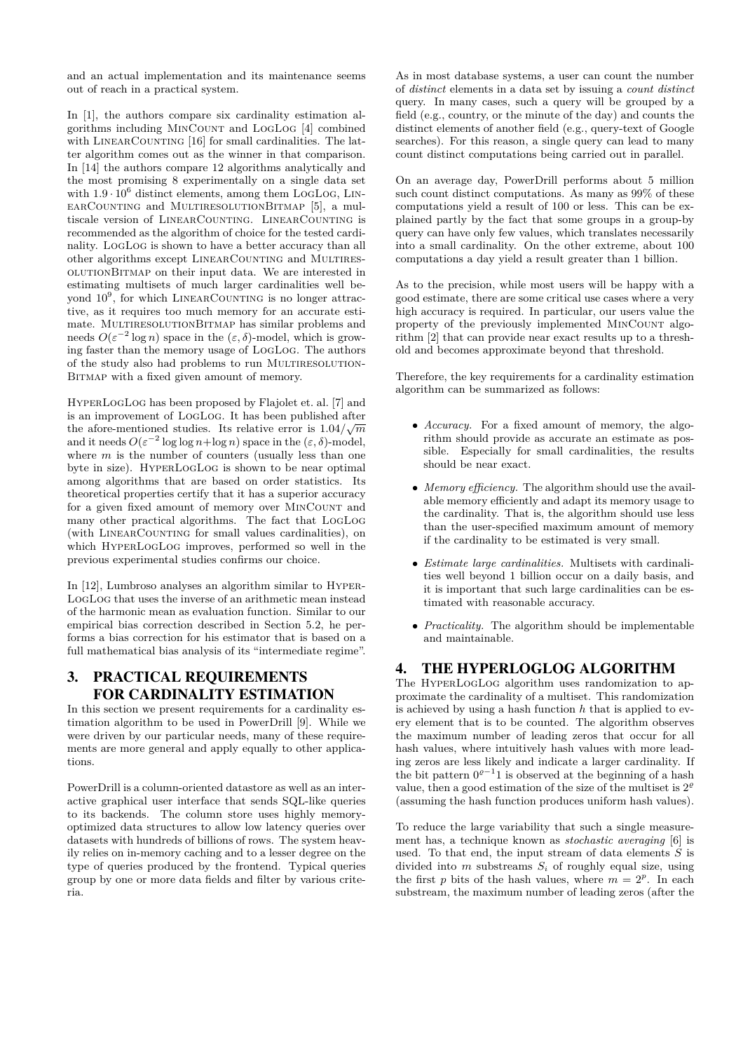and an actual implementation and its maintenance seems out of reach in a practical system.

In [1], the authors compare six cardinality estimation algorithms including MinCount and LogLog [4] combined with LinearCounting [16] for small cardinalities. The latter algorithm comes out as the winner in that comparison. In [14] the authors compare 12 algorithms analytically and the most promising 8 experimentally on a single data set with $1.9 \cdot 10^6$ distinct elements, among them LogLog, LinearCounting and MultiresolutionBitmap [5], a multiscale version of LinearCounting. LinearCounting is recommended as the algorithm of choice for the tested cardinality. LogLog is shown to have a better accuracy than all other algorithms except LinearCounting and MultiresolutionBitmap on their input data. We are interested in estimating multisets of much larger cardinalities well beyond $10^9$, for which LinearCounting is no longer attractive, as it requires too much memory for an accurate estimate. MultiresolutionBitmap has similar problems and needs $O(\varepsilon^{-2} \log n)$ space in the $(\varepsilon, \delta)$-model, which is growing faster than the memory usage of LogLog. The authors of the study also had problems to run MultiresolutionBitmap with a fixed given amount of memory.

HyperLogLog has been proposed by Flajolet et. al. [7] and is an improvement of LogLog. It has been published after the afore-mentioned studies. Its relative error is $1.04/\sqrt{m}$ and it needs $O(\varepsilon^{-2} \log \log n + \log n)$ space in the $(\varepsilon, \delta)$-model, where $m$ is the number of counters (usually less than one byte in size). HyperLogLog is shown to be near optimal among algorithms that are based on order statistics. Its theoretical properties certify that it has a superior accuracy for a given fixed amount of memory over MinCount and many other practical algorithms. The fact that LogLog (with LinearCounting for small values cardinalities), on which HyperLogLog improves, performed so well in the previous experimental studies confirms our choice.

In [12], Lumbroso analyses an algorithm similar to HyperLogLog that uses the inverse of an arithmetic mean instead of the harmonic mean as evaluation function. Similar to our empirical bias correction described in Section 5.2, he performs a bias correction for his estimator that is based on a full mathematical bias analysis of its "intermediate regime".

## 3. PRACTICAL REQUIREMENTS FOR CARDINALITY ESTIMATION

In this section we present requirements for a cardinality estimation algorithm to be used in PowerDrill [9]. While we were driven by our particular needs, many of these requirements are more general and apply equally to other applications.

PowerDrill is a column-oriented datastore as well as an interactive graphical user interface that sends SQL-like queries to its backends. The column store uses highly memory-optimized data structures to allow low latency queries over datasets with hundreds of billions of rows. The system heavily relies on in-memory caching and to a lesser degree on the type of queries produced by the frontend. Typical queries group by one or more data fields and filter by various criteria.

As in most database systems, a user can count the number of *distinct* elements in a data set by issuing a *count distinct* query. In many cases, such a query will be grouped by a field (e.g., country, or the minute of the day) and counts the distinct elements of another field (e.g., query-text of Google searches). For this reason, a single query can lead to many count distinct computations being carried out in parallel.

On an average day, PowerDrill performs about 5 million such count distinct computations. As many as 99% of these computations yield a result of 100 or less. This can be explained partly by the fact that some groups in a group-by query can have only few values, which translates necessarily into a small cardinality. On the other extreme, about 100 computations a day yield a result greater than 1 billion.

As to the precision, while most users will be happy with a good estimate, there are some critical use cases where a very high accuracy is required. In particular, our users value the property of the previously implemented MinCount algorithm [2] that can provide near exact results up to a threshold and becomes approximate beyond that threshold.

Therefore, the key requirements for a cardinality estimation algorithm can be summarized as follows:

- *Accuracy.* For a fixed amount of memory, the algorithm should provide as accurate an estimate as possible. Especially for small cardinalities, the results should be near exact.
- *Memory efficiency.* The algorithm should use the available memory efficiently and adapt its memory usage to the cardinality. That is, the algorithm should use less than the user-specified maximum amount of memory if the cardinality to be estimated is very small.
- *Estimate large cardinalities.* Multisets with cardinalities well beyond 1 billion occur on a daily basis, and it is important that such large cardinalities can be estimated with reasonable accuracy.
- *Practicality.* The algorithm should be implementable and maintainable.

## 4. THE HYPERLOGLOG ALGORITHM

The HyperLogLog algorithm uses randomization to approximate the cardinality of a multiset. This randomization is achieved by using a hash function $h$ that is applied to every element that is to be counted. The algorithm observes the maximum number of leading zeros that occur for all hash values, where intuitively hash values with more leading zeros are less likely and indicate a larger cardinality. If the bit pattern $0^{\varrho-1}1$ is observed at the beginning of a hash value, then a good estimation of the size of the multiset is $2^{\varrho}$ (assuming the hash function produces uniform hash values).

To reduce the large variability that such a single measurement has, a technique known as *stochastic averaging* [6] is used. To that end, the input stream of data elements $S$ is divided into $m$ substreams $S_i$ of roughly equal size, using the first $p$ bits of the hash values, where $m = 2^p$. In each substream, the maximum number of leading zeros (after the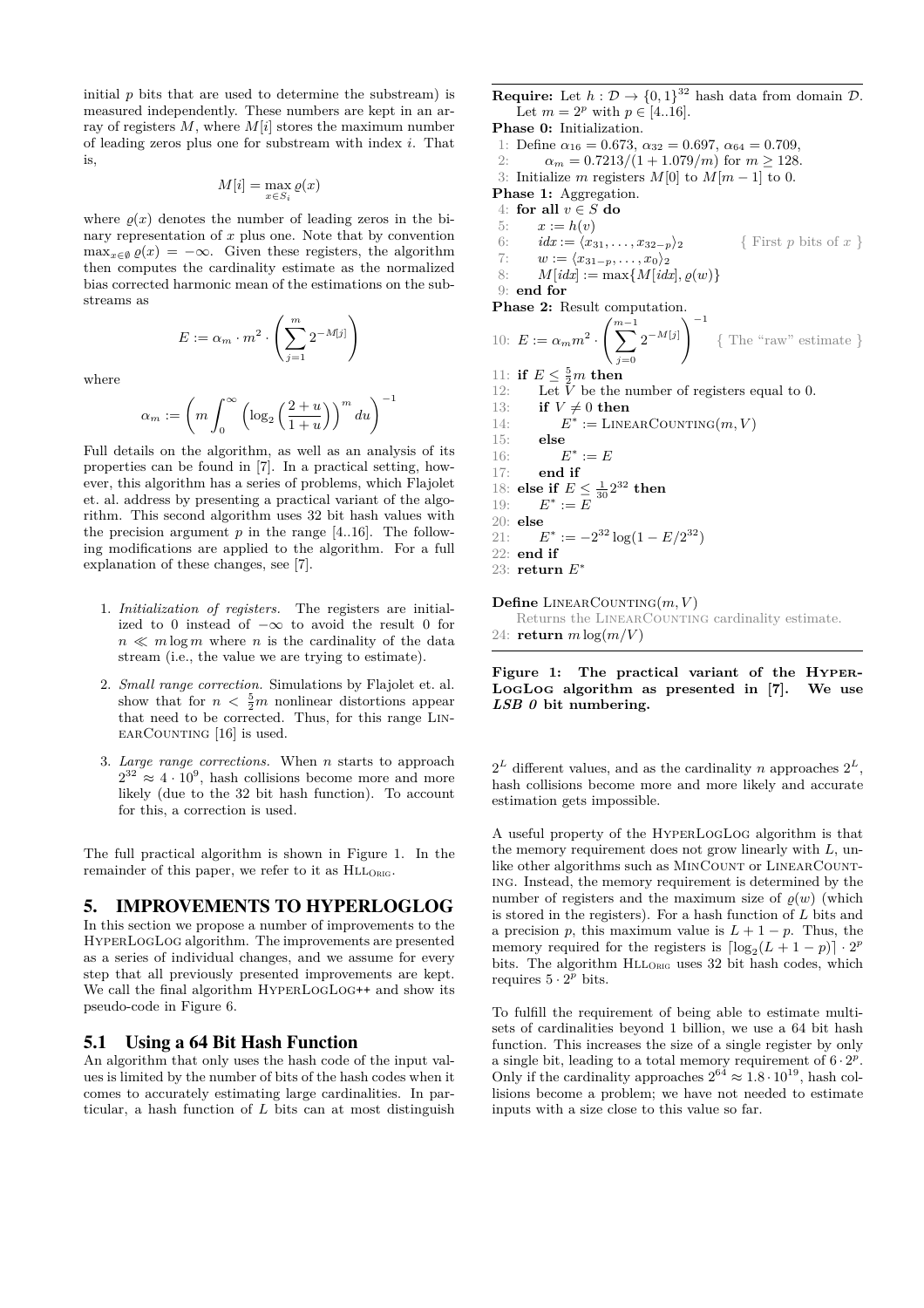initial $p$ bits that are used to determine the substream) is measured independently. These numbers are kept in an array of registers $M$, where $M[i]$ stores the maximum number of leading zeros plus one for substream with index $i$. That is,

$$M[i] = \max_{x \in S_i} \varrho(x)$$

where $\varrho(x)$ denotes the number of leading zeros in the binary representation of $x$ plus one. Note that by convention $\max_{x\in\emptyset} \varrho(x) = -\infty$. Given these registers, the algorithm then computes the cardinality estimate as the normalized bias corrected harmonic mean of the estimations on the substreams as

$$E := \alpha_m \cdot m^2 \cdot \left( \sum_{j=1}^{m} 2^{-M[j]} \right)$$

where

$$\alpha_m := \left( m \int_0^\infty \left( \log_2 \left( \frac{2+u}{1+u} \right) \right)^m du \right)^{-1}$$

Full details on the algorithm, as well as an analysis of its properties can be found in [7]. In a practical setting, however, this algorithm has a series of problems, which Flajolet et. al. address by presenting a practical variant of the algorithm. This second algorithm uses 32 bit hash values with the precision argument $p$ in the range [4..16]. The following modifications are applied to the algorithm. For a full explanation of these changes, see [7].

1. *Initialization of registers.* The registers are initialized to 0 instead of $-\infty$ to avoid the result 0 for $n \ll m \log m$ where $n$ is the cardinality of the data stream (i.e., the value we are trying to estimate).
2. *Small range correction.* Simulations by Flajolet et. al. show that for $n < \frac{5}{2}m$ nonlinear distortions appear that need to be corrected. Thus, for this range LinearCounting [16] is used.
3. *Large range corrections.* When $n$ starts to approach $2^{32} \approx 4 \cdot 10^9$, hash collisions become more and more likely (due to the 32 bit hash function). To account for this, a correction is used.

The full practical algorithm is shown in Figure 1. In the remainder of this paper, we refer to it as $\text{HLL}_{\text{ORIG}}$.

**Require:** Let $h : \mathcal{D} \to \{0,1\}^{32}$ hash data from domain $\mathcal{D}$. Let $m = 2^p$ with $p \in [4..16]$.

**Phase 0:** Initialization.

```
1: Define α_16 = 0.673, α_32 = 0.697, α_64 = 0.709,
2:     α_m = 0.7213/(1 + 1.079/m) for m ≥ 128.
3: Initialize m registers M[0] to M[m − 1] to 0.
```

**Phase 1:** Aggregation.

```
4: for all v ∈ S do
5:     x := h(v)
6:     idx := ⟨x_31, ..., x_{32−p}⟩_2          { First p bits of x }
7:     w := ⟨x_{31−p}, ..., x_0⟩_2
8:     M[idx] := max{M[idx], ϱ(w)}
9: end for
```

**Phase 2:** Result computation.

$$\text{10: } E := \alpha_m m^2 \cdot \left( \sum_{j=0}^{m-1} 2^{-M[j]} \right)^{-1} \quad \{ \text{The "raw" estimate} \}$$

```
11: if E ≤ (5/2)m then
12:     Let V be the number of registers equal to 0.
13:     if V ≠ 0 then
14:         E* := LinearCounting(m, V)
15:     else
16:         E* := E
17:     end if
18: else if E ≤ (1/30)2^32 then
19:     E* := E
20: else
21:     E* := −2^32 log(1 − E/2^32)
22: end if
23: return E*
```

**Define** LinearCounting$(m, V)$

Returns the LinearCounting cardinality estimate.

```
24: return m log(m/V)
```

**Figure 1: The practical variant of the HyperLogLog algorithm as presented in [7]. We use *LSB 0* bit numbering.**

## 5. IMPROVEMENTS TO HYPERLOGLOG

In this section we propose a number of improvements to the HyperLogLog algorithm. The improvements are presented as a series of individual changes, and we assume for every step that all previously presented improvements are kept. We call the final algorithm HyperLogLog++ and show its pseudo-code in Figure 6.

### 5.1 Using a 64 Bit Hash Function

An algorithm that only uses the hash code of the input values is limited by the number of bits of the hash codes when it comes to accurately estimating large cardinalities. In particular, a hash function of $L$ bits can at most distinguish $2^L$ different values, and as the cardinality $n$ approaches $2^L$, hash collisions become more and more likely and accurate estimation gets impossible.

A useful property of the HyperLogLog algorithm is that the memory requirement does not grow linearly with $L$, unlike other algorithms such as MinCount or LinearCounting. Instead, the memory requirement is determined by the number of registers and the maximum size of $\varrho(w)$ (which is stored in the registers). For a hash function of $L$ bits and a precision $p$, this maximum value is $L + 1 - p$. Thus, the memory required for the registers is $\lceil \log_2(L + 1 - p) \rceil \cdot 2^p$ bits. The algorithm $\text{HLL}_{\text{ORIG}}$ uses 32 bit hash codes, which requires $5 \cdot 2^p$ bits.

To fulfill the requirement of being able to estimate multisets of cardinalities beyond 1 billion, we use a 64 bit hash function. This increases the size of a single register by only a single bit, leading to a total memory requirement of $6 \cdot 2^p$. Only if the cardinality approaches $2^{64} \approx 1.8 \cdot 10^{19}$, hash collisions become a problem; we have not needed to estimate inputs with a size close to this value so far.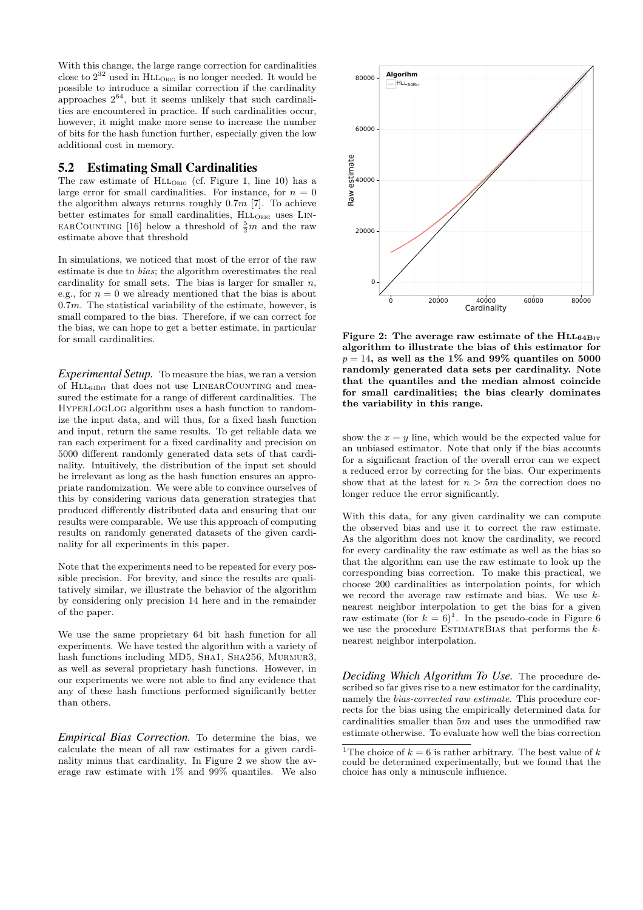With this change, the large range correction for cardinalities close to $2^{32}$ used in HLL$_{\text{ORIG}}$ is no longer needed. It would be possible to introduce a similar correction if the cardinality approaches $2^{64}$, but it seems unlikely that such cardinalities are encountered in practice. If such cardinalities occur, however, it might make more sense to increase the number of bits for the hash function further, especially given the low additional cost in memory.

## 5.2 Estimating Small Cardinalities

The raw estimate of HLL$_{\text{ORIG}}$ (cf. Figure 1, line 10) has a large error for small cardinalities. For instance, for $n = 0$ the algorithm always returns roughly $0.7m$ [7]. To achieve better estimates for small cardinalities, HLL$_{\text{ORIG}}$ uses LinearCounting [16] below a threshold of $\frac{5}{2}m$ and the raw estimate above that threshold

In simulations, we noticed that most of the error of the raw estimate is due to *bias*; the algorithm overestimates the real cardinality for small sets. The bias is larger for smaller $n$, e.g., for $n = 0$ we already mentioned that the bias is about $0.7m$. The statistical variability of the estimate, however, is small compared to the bias. Therefore, if we can correct for the bias, we can hope to get a better estimate, in particular for small cardinalities.

*Experimental Setup.* To measure the bias, we ran a version of HLL$_{\text{64Bit}}$ that does not use LinearCounting and measured the estimate for a range of different cardinalities. The HyperLogLog algorithm uses a hash function to randomize the input data, and will thus, for a fixed hash function and input, return the same results. To get reliable data we ran each experiment for a fixed cardinality and precision on 5000 different randomly generated data sets of that cardinality. Intuitively, the distribution of the input set should be irrelevant as long as the hash function ensures an appropriate randomization. We were able to convince ourselves of this by considering various data generation strategies that produced differently distributed data and ensuring that our results were comparable. We use this approach of computing results on randomly generated datasets of the given cardinality for all experiments in this paper.

Note that the experiments need to be repeated for every possible precision. For brevity, and since the results are qualitatively similar, we illustrate the behavior of the algorithm by considering only precision 14 here and in the remainder of the paper.

We use the same proprietary 64 bit hash function for all experiments. We have tested the algorithm with a variety of hash functions including MD5, Sha1, Sha256, Murmur3, as well as several proprietary hash functions. However, in our experiments we were not able to find any evidence that any of these hash functions performed significantly better than others.

*Empirical Bias Correction.* To determine the bias, we calculate the mean of all raw estimates for a given cardinality minus that cardinality. In Figure 2 we show the average raw estimate with 1% and 99% quantiles. We also show the $x = y$ line, which would be the expected value for an unbiased estimator. Note that only if the bias accounts for a significant fraction of the overall error can we expect a reduced error by correcting for the bias. Our experiments show that at the latest for $n > 5m$ the correction does no longer reduce the error significantly.

**Figure 2: The average raw estimate of the HLL$_{\text{64Bit}}$ algorithm to illustrate the bias of this estimator for $p = 14$, as well as the 1% and 99% quantiles on 5000 randomly generated data sets per cardinality. Note that the quantiles and the median almost coincide for small cardinalities; the bias clearly dominates the variability in this range.**

With this data, for any given cardinality we can compute the observed bias and use it to correct the raw estimate. As the algorithm does not know the cardinality, we record for every cardinality the raw estimate as well as the bias so that the algorithm can use the raw estimate to look up the corresponding bias correction. To make this practical, we choose 200 cardinalities as interpolation points, for which we record the average raw estimate and bias. We use $k$-nearest neighbor interpolation to get the bias for a given raw estimate (for $k = 6$)[1]. In the pseudo-code in Figure 6 we use the procedure EstimateBias that performs the $k$-nearest neighbor interpolation.

*Deciding Which Algorithm To Use.* The procedure described so far gives rise to a new estimator for the cardinality, namely the *bias-corrected raw estimate*. This procedure corrects for the bias using the empirically determined data for cardinalities smaller than $5m$ and uses the unmodified raw estimate otherwise. To evaluate how well the bias correction

[1] The choice of $k = 6$ is rather arbitrary. The best value of $k$ could be determined experimentally, but we found that the choice has only a minuscule influence.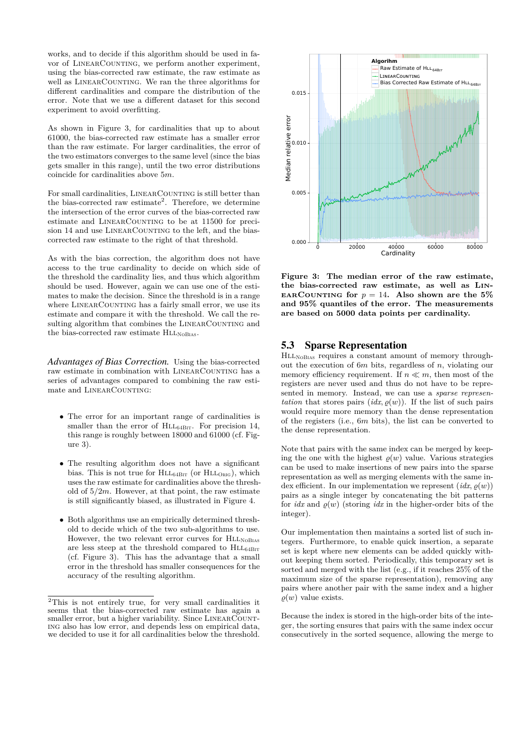works, and to decide if this algorithm should be used in favor of LinearCounting, we perform another experiment, using the bias-corrected raw estimate, the raw estimate as well as LinearCounting. We ran the three algorithms for different cardinalities and compare the distribution of the error. Note that we use a different dataset for this second experiment to avoid overfitting.

As shown in Figure 3, for cardinalities that up to about 61000, the bias-corrected raw estimate has a smaller error than the raw estimate. For larger cardinalities, the error of the two estimators converges to the same level (since the bias gets smaller in this range), until the two error distributions coincide for cardinalities above $5m$.

For small cardinalities, LinearCounting is still better than the bias-corrected raw estimate[2]. Therefore, we determine the intersection of the error curves of the bias-corrected raw estimate and LinearCounting to be at 11500 for precision 14 and use LinearCounting to the left, and the bias-corrected raw estimate to the right of that threshold.

As with the bias correction, the algorithm does not have access to the true cardinality to decide on which side of the threshold the cardinality lies, and thus which algorithm should be used. However, again we can use one of the estimates to make the decision. Since the threshold is in a range where LinearCounting has a fairly small error, we use its estimate and compare it with the threshold. We call the resulting algorithm that combines the LinearCounting and the bias-corrected raw estimate $\text{HLL}_{\text{NoBias}}$.

*Advantages of Bias Correction.* Using the bias-corrected raw estimate in combination with LinearCounting has a series of advantages compared to combining the raw estimate and LinearCounting:

- The error for an important range of cardinalities is smaller than the error of $\text{HLL}_{\text{64Bit}}$. For precision 14, this range is roughly between 18000 and 61000 (cf. Figure 3).
- The resulting algorithm does not have a significant bias. This is not true for $\text{HLL}_{\text{64Bit}}$ (or $\text{HLL}_{\text{Orig}}$), which uses the raw estimate for cardinalities above the threshold of $5/2m$. However, at that point, the raw estimate is still significantly biased, as illustrated in Figure 4.
- Both algorithms use an empirically determined threshold to decide which of the two sub-algorithms to use. However, the two relevant error curves for $\text{HLL}_{\text{NoBias}}$ are less steep at the threshold compared to $\text{HLL}_{\text{64Bit}}$ (cf. Figure 3). This has the advantage that a small error in the threshold has smaller consequences for the accuracy of the resulting algorithm.

[2] This is not entirely true, for very small cardinalities it seems that the bias-corrected raw estimate has again a smaller error, but a higher variability. Since LinearCounting also has low error, and depends less on empirical data, we decided to use it for all cardinalities below the threshold.

**Figure 3: The median error of the raw estimate, the bias-corrected raw estimate, as well as LinearCounting for $p = 14$. Also shown are the 5% and 95% quantiles of the error. The measurements are based on 5000 data points per cardinality.**

## 5.3 Sparse Representation

$\text{HLL}_{\text{NoBias}}$ requires a constant amount of memory throughout the execution of $6m$ bits, regardless of $n$, violating our memory efficiency requirement. If $n \ll m$, then most of the registers are never used and thus do not have to be represented in memory. Instead, we can use a *sparse representation* that stores pairs $(idx, \varrho(w))$. If the list of such pairs would require more memory than the dense representation of the registers (i.e., $6m$ bits), the list can be converted to the dense representation.

Note that pairs with the same index can be merged by keeping the one with the highest $\varrho(w)$ value. Various strategies can be used to make insertions of new pairs into the sparse representation as well as merging elements with the same index efficient. In our implementation we represent $(idx, \varrho(w))$ pairs as a single integer by concatenating the bit patterns for $idx$ and $\varrho(w)$ (storing $idx$ in the higher-order bits of the integer).

Our implementation then maintains a sorted list of such integers. Furthermore, to enable quick insertion, a separate set is kept where new elements can be added quickly without keeping them sorted. Periodically, this temporary set is sorted and merged with the list (e.g., if it reaches 25% of the maximum size of the sparse representation), removing any pairs where another pair with the same index and a higher $\varrho(w)$ value exists.

Because the index is stored in the high-order bits of the integer, the sorting ensures that pairs with the same index occur consecutively in the sorted sequence, allowing the merge to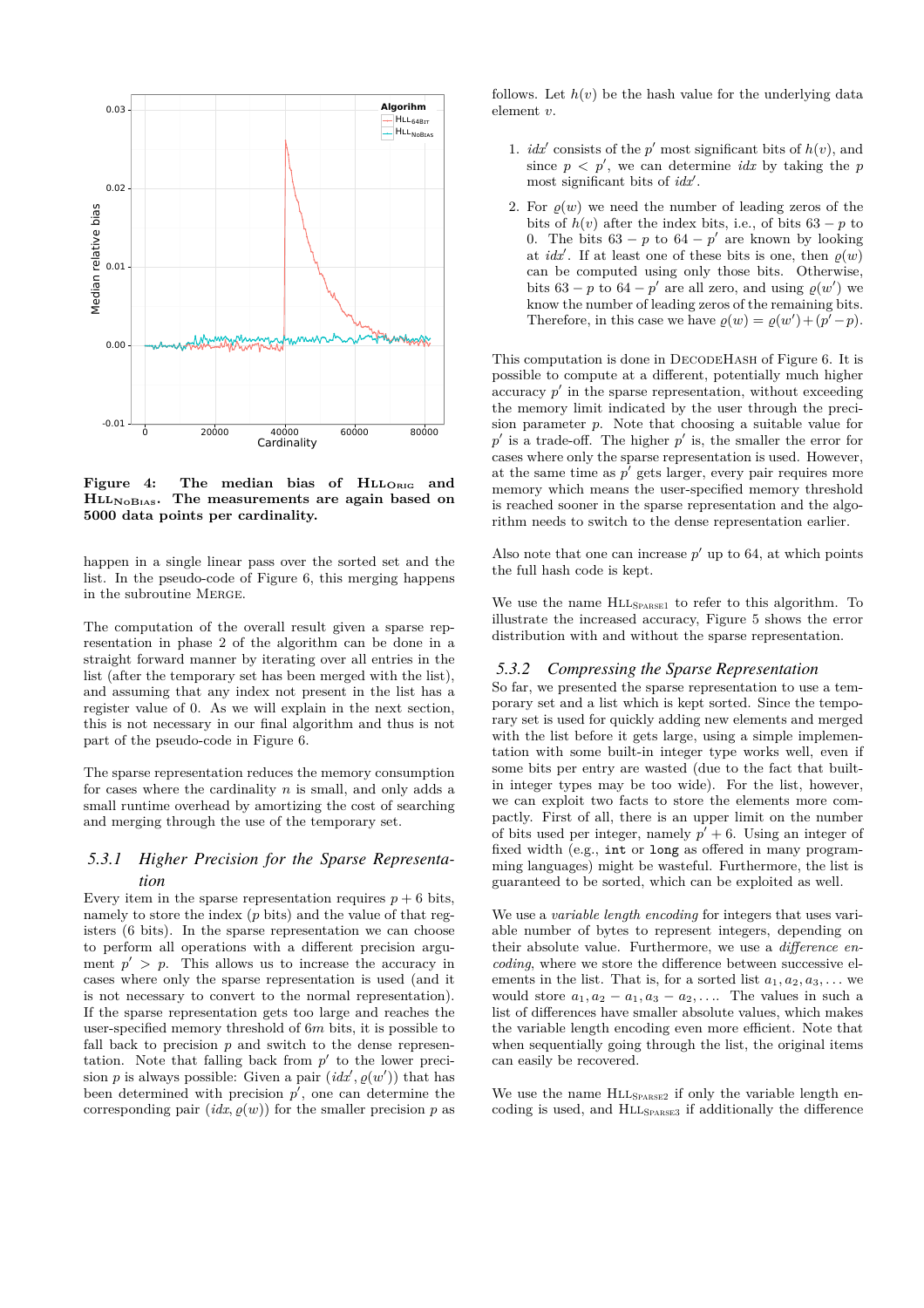**Figure 4: The median bias of $\text{HLL}_{\text{Orig}}$ and $\text{HLL}_{\text{NoBias}}$. The measurements are again based on 5000 data points per cardinality.**

happen in a single linear pass over the sorted set and the list. In the pseudo-code of Figure 6, this merging happens in the subroutine MERGE.

The computation of the overall result given a sparse representation in phase 2 of the algorithm can be done in a straight forward manner by iterating over all entries in the list (after the temporary set has been merged with the list), and assuming that any index not present in the list has a register value of 0. As we will explain in the next section, this is not necessary in our final algorithm and thus is not part of the pseudo-code in Figure 6.

The sparse representation reduces the memory consumption for cases where the cardinality $n$ is small, and only adds a small runtime overhead by amortizing the cost of searching and merging through the use of the temporary set.

### 5.3.1 Higher Precision for the Sparse Representation

Every item in the sparse representation requires $p + 6$ bits, namely to store the index ($p$ bits) and the value of that registers (6 bits). In the sparse representation we can choose to perform all operations with a different precision argument $p' > p$. This allows us to increase the accuracy in cases where only the sparse representation is used (and it is not necessary to convert to the normal representation). If the sparse representation gets too large and reaches the user-specified memory threshold of $6m$ bits, it is possible to fall back to precision $p$ and switch to the dense representation. Note that falling back from $p'$ to the lower precision $p$ is always possible: Given a pair $(idx', \varrho(w'))$ that has been determined with precision $p'$, one can determine the corresponding pair $(idx, \varrho(w))$ for the smaller precision $p$ as follows. Let $h(v)$ be the hash value for the underlying data element $v$.

1. $idx'$ consists of the $p'$ most significant bits of $h(v)$, and since $p < p'$, we can determine $idx$ by taking the $p$ most significant bits of $idx'$.
2. For $\varrho(w)$ we need the number of leading zeros of the bits of $h(v)$ after the index bits, i.e., of bits $63 - p$ to 0. The bits $63 - p$ to $64 - p'$ are known by looking at $idx'$. If at least one of these bits is one, then $\varrho(w)$ can be computed using only those bits. Otherwise, bits $63 - p$ to $64 - p'$ are all zero, and using $\varrho(w')$ we know the number of leading zeros of the remaining bits. Therefore, in this case we have $\varrho(w) = \varrho(w') + (p' - p)$.

This computation is done in DECODEHASH of Figure 6. It is possible to compute at a different, potentially much higher accuracy $p'$ in the sparse representation, without exceeding the memory limit indicated by the user through the precision parameter $p$. Note that choosing a suitable value for $p'$ is a trade-off. The higher $p'$ is, the smaller the error for cases where only the sparse representation is used. However, at the same time as $p'$ gets larger, every pair requires more memory which means the user-specified memory threshold is reached sooner in the sparse representation and the algorithm needs to switch to the dense representation earlier.

Also note that one can increase $p'$ up to 64, at which points the full hash code is kept.

We use the name $\text{HLL}_{\text{Sparse1}}$ to refer to this algorithm. To illustrate the increased accuracy, Figure 5 shows the error distribution with and without the sparse representation.

### 5.3.2 Compressing the Sparse Representation

So far, we presented the sparse representation to use a temporary set and a list which is kept sorted. Since the temporary set is used for quickly adding new elements and merged with the list before it gets large, using a simple implementation with some built-in integer type works well, even if some bits per entry are wasted (due to the fact that built-in integer types may be too wide). For the list, however, we can exploit two facts to store the elements more compactly. First of all, there is an upper limit on the number of bits used per integer, namely $p' + 6$. Using an integer of fixed width (e.g., `int` or `long` as offered in many programming languages) might be wasteful. Furthermore, the list is guaranteed to be sorted, which can be exploited as well.

We use a *variable length encoding* for integers that uses variable number of bytes to represent integers, depending on their absolute value. Furthermore, we use a *difference encoding*, where we store the difference between successive elements in the list. That is, for a sorted list $a_1, a_2, a_3, \ldots$ we would store $a_1, a_2 - a_1, a_3 - a_2, \ldots$. The values in such a list of differences have smaller absolute values, which makes the variable length encoding even more efficient. Note that when sequentially going through the list, the original items can easily be recovered.

We use the name $\text{HLL}_{\text{Sparse2}}$ if only the variable length encoding is used, and $\text{HLL}_{\text{Sparse3}}$ if additionally the difference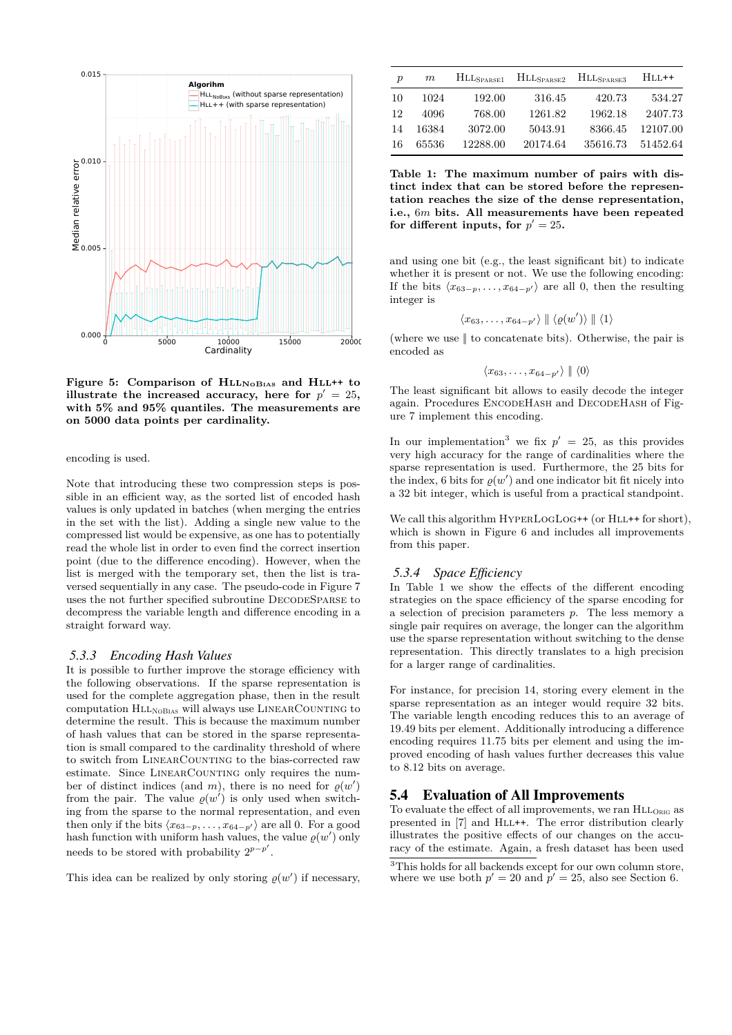Figure 5: Comparison of $\text{HLL}_{\text{NoBias}}$ and HLL++ to illustrate the increased accuracy, here for $p' = 25$, with 5% and 95% quantiles. The measurements are on 5000 data points per cardinality.

encoding is used.

Note that introducing these two compression steps is possible in an efficient way, as the sorted list of encoded hash values is only updated in batches (when merging the entries in the set with the list). Adding a single new value to the compressed list would be expensive, as one has to potentially read the whole list in order to even find the correct insertion point (due to the difference encoding). However, when the list is merged with the temporary set, then the list is traversed sequentially in any case. The pseudo-code in Figure 7 uses the not further specified subroutine DecodeSparse to decompress the variable length and difference encoding in a straight forward way.

### 5.3.3 Encoding Hash Values

It is possible to further improve the storage efficiency with the following observations. If the sparse representation is used for the complete aggregation phase, then in the result computation $\text{HLL}_{\text{NoBias}}$ will always use LinearCounting to determine the result. This is because the maximum number of hash values that can be stored in the sparse representation is small compared to the cardinality threshold of where to switch from LinearCounting to the bias-corrected raw estimate. Since LinearCounting only requires the number of distinct indices (and $m$), there is no need for $\varrho(w')$ from the pair. The value $\varrho(w')$ is only used when switching from the sparse to the normal representation, and even then only if the bits $\langle x_{63-p}, \ldots, x_{64-p'} \rangle$ are all 0. For a good hash function with uniform hash values, the value $\varrho(w')$ only needs to be stored with probability $2^{p-p'}$.

This idea can be realized by only storing $\varrho(w')$ if necessary, and using one bit (e.g., the least significant bit) to indicate whether it is present or not. We use the following encoding: If the bits $\langle x_{63-p}, \ldots, x_{64-p'} \rangle$ are all 0, then the resulting integer is

$$\langle x_{63}, \ldots, x_{64-p'} \rangle \parallel \langle \varrho(w') \rangle \parallel \langle 1 \rangle$$

(where we use $\parallel$ to concatenate bits). Otherwise, the pair is encoded as

$$\langle x_{63}, \ldots, x_{64-p'} \rangle \parallel \langle 0 \rangle$$

The least significant bit allows to easily decode the integer again. Procedures EncodeHash and DecodeHash of Figure 7 implement this encoding.

In our implementation[3] we fix $p' = 25$, as this provides very high accuracy for the range of cardinalities where the sparse representation is used. Furthermore, the 25 bits for the index, 6 bits for $\varrho(w')$ and one indicator bit fit nicely into a 32 bit integer, which is useful from a practical standpoint.

We call this algorithm HyperLogLog++ (or HLL++ for short), which is shown in Figure 6 and includes all improvements from this paper.

| $p$ | $m$ | $\text{HLL}_{\text{Sparse1}}$ | $\text{HLL}_{\text{Sparse2}}$ | $\text{HLL}_{\text{Sparse3}}$ | HLL++ |
|---|---|---|---|---|---|
| 10 | 1024 | 192.00 | 316.45 | 420.73 | 534.27 |
| 12 | 4096 | 768.00 | 1261.82 | 1962.18 | 2407.73 |
| 14 | 16384 | 3072.00 | 5043.91 | 8366.45 | 12107.00 |
| 16 | 65536 | 12288.00 | 20174.64 | 35616.73 | 51452.64 |

**Table 1: The maximum number of pairs with distinct index that can be stored before the representation reaches the size of the dense representation, i.e., $6m$ bits. All measurements have been repeated for different inputs, for $p' = 25$.**

### 5.3.4 Space Efficiency

In Table 1 we show the effects of the different encoding strategies on the space efficiency of the sparse encoding for a selection of precision parameters $p$. The less memory a single pair requires on average, the longer can the algorithm use the sparse representation without switching to the dense representation. This directly translates to a high precision for a larger range of cardinalities.

For instance, for precision 14, storing every element in the sparse representation as an integer would require 32 bits. The variable length encoding reduces this to an average of 19.49 bits per element. Additionally introducing a difference encoding requires 11.75 bits per element and using the improved encoding of hash values further decreases this value to 8.12 bits on average.

## 5.4 Evaluation of All Improvements

To evaluate the effect of all improvements, we ran $\text{HLL}_{\text{Orig}}$ as presented in [7] and HLL++. The error distribution clearly illustrates the positive effects of our changes on the accuracy of the estimate. Again, a fresh dataset has been used

[3] This holds for all backends except for our own column store, where we use both $p' = 20$ and $p' = 25$, also see Section 6.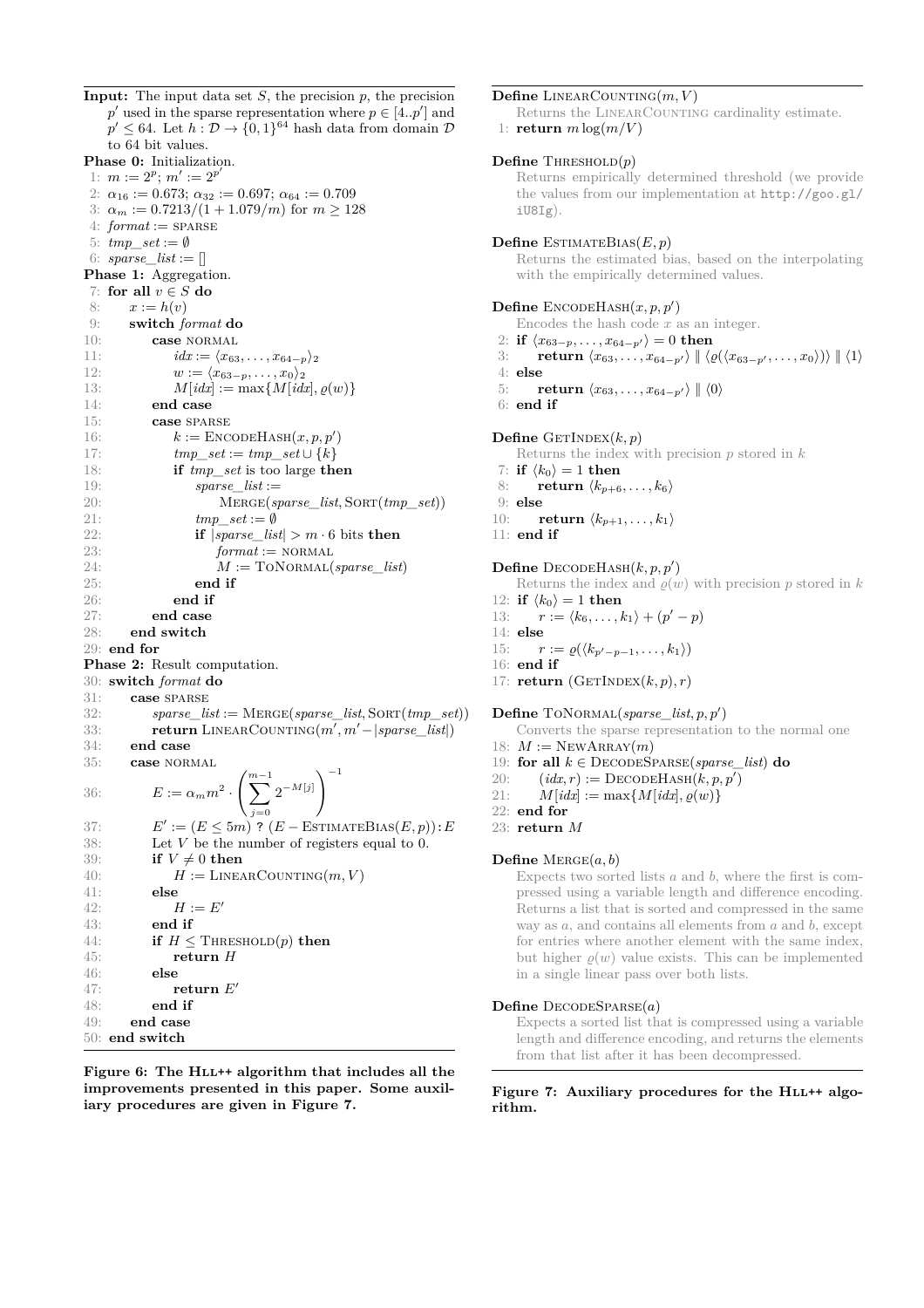**Input:** The input data set $S$, the precision $p$, the precision $p'$ used in the sparse representation where $p \in [4..p']$ and $p' \leq 64$. Let $h : \mathcal{D} \to \{0,1\}^{64}$ hash data from domain $\mathcal{D}$ to 64 bit values.

**Phase 0:** Initialization.

```
 1: m := 2^p; m' := 2^{p'}
 2: α_16 := 0.673; α_32 := 0.697; α_64 := 0.709
 3: α_m := 0.7213/(1 + 1.079/m) for m ≥ 128
 4: format := SPARSE
 5: tmp_set := ∅
 6: sparse_list := []
```

**Phase 1:** Aggregation.

```
 7: for all v ∈ S do
 8:     x := h(v)
 9:     switch format do
10:         case NORMAL
11:             idx := ⟨x_63, ..., x_{64-p}⟩_2
12:             w := ⟨x_{63-p}, ..., x_0⟩_2
13:             M[idx] := max{M[idx], ϱ(w)}
14:         end case
15:         case SPARSE
16:             k := EncodeHash(x, p, p')
17:             tmp_set := tmp_set ∪ {k}
18:             if tmp_set is too large then
19:                 sparse_list :=
20:                     Merge(sparse_list, Sort(tmp_set))
21:                 tmp_set := ∅
22:                 if |sparse_list| > m · 6 bits then
23:                     format := NORMAL
24:                     M := ToNormal(sparse_list)
25:                 end if
26:             end if
27:         end case
28:     end switch
29: end for
```

**Phase 2:** Result computation.

```
30: switch format do
31:     case SPARSE
32:         sparse_list := Merge(sparse_list, Sort(tmp_set))
33:         return LinearCounting(m', m' − |sparse_list|)
34:     end case
35:     case NORMAL
36:         E := α_m m^2 · ( Σ_{j=0}^{m-1} 2^{-M[j]} )^{-1}
37:         E' := (E ≤ 5m) ? (E − EstimateBias(E, p)) : E
38:         Let V be the number of registers equal to 0.
39:         if V ≠ 0 then
40:             H := LinearCounting(m, V)
41:         else
42:             H := E'
43:         end if
44:         if H ≤ Threshold(p) then
45:             return H
46:         else
47:             return E'
48:         end if
49:     end case
50: end switch
```

**Figure 6: The Hll++ algorithm that includes all the improvements presented in this paper. Some auxiliary procedures are given in Figure 7.**

**Define** LinearCounting$(m, V)$

Returns the LinearCounting cardinality estimate.

```
 1: return m log(m/V)
```

**Define** Threshold$(p)$

Returns empirically determined threshold (we provide the values from our implementation at http://goo.gl/iU8Ig).

**Define** EstimateBias$(E, p)$

Returns the estimated bias, based on the interpolating with the empirically determined values.

**Define** EncodeHash$(x, p, p')$

Encodes the hash code $x$ as an integer.

```
 2: if ⟨x_{63-p}, ..., x_{64-p'}⟩ = 0 then
 3:     return ⟨x_63, ..., x_{64-p'}⟩ ∥ ⟨ϱ(⟨x_{63-p'}, ..., x_0⟩)⟩ ∥ ⟨1⟩
 4: else
 5:     return ⟨x_63, ..., x_{64-p'}⟩ ∥ ⟨0⟩
 6: end if
```

**Define** GetIndex$(k, p)$

Returns the index with precision $p$ stored in $k$

```
 7: if ⟨k_0⟩ = 1 then
 8:     return ⟨k_{p+6}, ..., k_6⟩
 9: else
10:     return ⟨k_{p+1}, ..., k_1⟩
11: end if
```

**Define** DecodeHash$(k, p, p')$

Returns the index and $\varrho(w)$ with precision $p$ stored in $k$

```
12: if ⟨k_0⟩ = 1 then
13:     r := ⟨k_6, ..., k_1⟩ + (p' − p)
14: else
15:     r := ϱ(⟨k_{p'-p-1}, ..., k_1⟩)
16: end if
17: return (GetIndex(k, p), r)
```

**Define** ToNormal$(sparse\_list, p, p')$

Converts the sparse representation to the normal one

```
18: M := NewArray(m)
19: for all k ∈ DecodeSparse(sparse_list) do
20:     (idx, r) := DecodeHash(k, p, p')
21:     M[idx] := max{M[idx], ϱ(w)}
22: end for
23: return M
```

**Define** Merge$(a, b)$

Expects two sorted lists $a$ and $b$, where the first is compressed using a variable length and difference encoding. Returns a list that is sorted and compressed in the same way as $a$, and contains all elements from $a$ and $b$, except for entries where another element with the same index, but higher $\varrho(w)$ value exists. This can be implemented in a single linear pass over both lists.

**Define** DecodeSparse$(a)$

Expects a sorted list that is compressed using a variable length and difference encoding, and returns the elements from that list after it has been decompressed.

**Figure 7: Auxiliary procedures for the Hll++ algorithm.**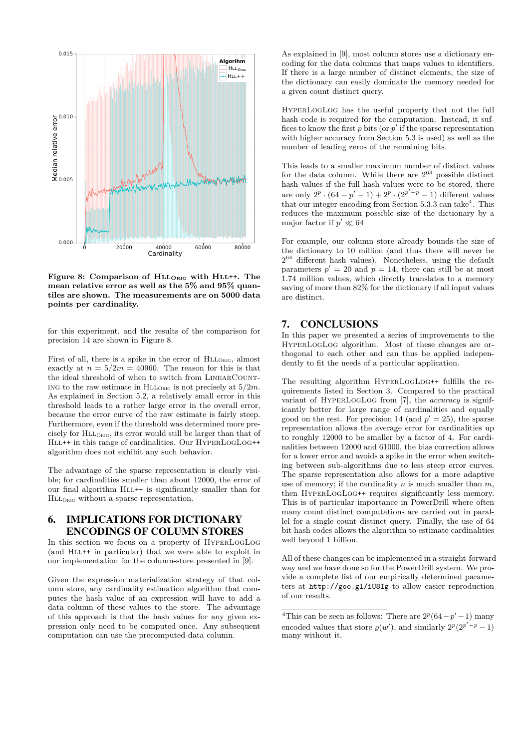**Figure 8: Comparison of HLL$_{\text{ORIG}}$ with HLL++. The mean relative error as well as the 5% and 95% quantiles are shown. The measurements are on 5000 data points per cardinality.**

for this experiment, and the results of the comparison for precision 14 are shown in Figure 8.

First of all, there is a spike in the error of HLL$_{\text{ORIG}}$, almost exactly at $n = 5/2m = 40960$. The reason for this is that the ideal threshold of when to switch from LINEARCOUNTING to the raw estimate in HLL$_{\text{ORIG}}$ is not precisely at $5/2m$. As explained in Section 5.2, a relatively small error in this threshold leads to a rather large error in the overall error, because the error curve of the raw estimate is fairly steep. Furthermore, even if the threshold was determined more precisely for HLL$_{\text{ORIG}}$, its error would still be larger than that of HLL++ in this range of cardinalities. Our HYPERLOGLOG++ algorithm does not exhibit any such behavior.

The advantage of the sparse representation is clearly visible; for cardinalities smaller than about 12000, the error of our final algorithm HLL++ is significantly smaller than for HLL$_{\text{ORIG}}$ without a sparse representation.

## 6. IMPLICATIONS FOR DICTIONARY ENCODINGS OF COLUMN STORES

In this section we focus on a property of HYPERLOGLOG (and HLL++ in particular) that we were able to exploit in our implementation for the column-store presented in [9].

Given the expression materialization strategy of that column store, any cardinality estimation algorithm that computes the hash value of an expression will have to add a data column of these values to the store. The advantage of this approach is that the hash values for any given expression only need to be computed once. Any subsequent computation can use the precomputed data column.

As explained in [9], most column stores use a dictionary encoding for the data columns that maps values to identifiers. If there is a large number of distinct elements, the size of the dictionary can easily dominate the memory needed for a given count distinct query.

HYPERLOGLOG has the useful property that not the full hash code is required for the computation. Instead, it suffices to know the first $p$ bits (or $p'$ if the sparse representation with higher accuracy from Section 5.3 is used) as well as the number of leading zeros of the remaining bits.

This leads to a smaller maximum number of distinct values for the data column. While there are $2^{64}$ possible distinct hash values if the full hash values were to be stored, there are only $2^p \cdot (64 - p' - 1) + 2^p \cdot (2^{p'-p} - 1)$ different values that our integer encoding from Section 5.3.3 can take[4]. This reduces the maximum possible size of the dictionary by a major factor if $p' \ll 64$

For example, our column store already bounds the size of the dictionary to 10 million (and thus there will never be $2^{64}$ different hash values). Nonetheless, using the default parameters $p' = 20$ and $p = 14$, there can still be at most 1.74 million values, which directly translates to a memory saving of more than 82% for the dictionary if all input values are distinct.

## 7. CONCLUSIONS

In this paper we presented a series of improvements to the HYPERLOGLOG algorithm. Most of these changes are orthogonal to each other and can thus be applied independently to fit the needs of a particular application.

The resulting algorithm HYPERLOGLOG++ fulfills the requirements listed in Section 3. Compared to the practical variant of HYPERLOGLOG from [7], the *accuracy* is significantly better for large range of cardinalities and equally good on the rest. For precision 14 (and $p' = 25$), the sparse representation allows the average error for cardinalities up to roughly 12000 to be smaller by a factor of 4. For cardinalities between 12000 and 61000, the bias correction allows for a lower error and avoids a spike in the error when switching between sub-algorithms due to less steep error curves. The sparse representation also allows for a more adaptive use of memory; if the cardinality $n$ is much smaller than $m$, then HYPERLOGLOG++ requires significantly less memory. This is of particular importance in PowerDrill where often many count distinct computations are carried out in parallel for a single count distinct query. Finally, the use of 64 bit hash codes allows the algorithm to estimate cardinalities well beyond 1 billion.

All of these changes can be implemented in a straight-forward way and we have done so for the PowerDrill system. We provide a complete list of our empirically determined parameters at `http://goo.gl/iU8Ig` to allow easier reproduction of our results.

[4]This can be seen as follows: There are $2^p(64-p'-1)$ many encoded values that store $\varrho(w')$, and similarly $2^p(2^{p'-p}-1)$ many without it.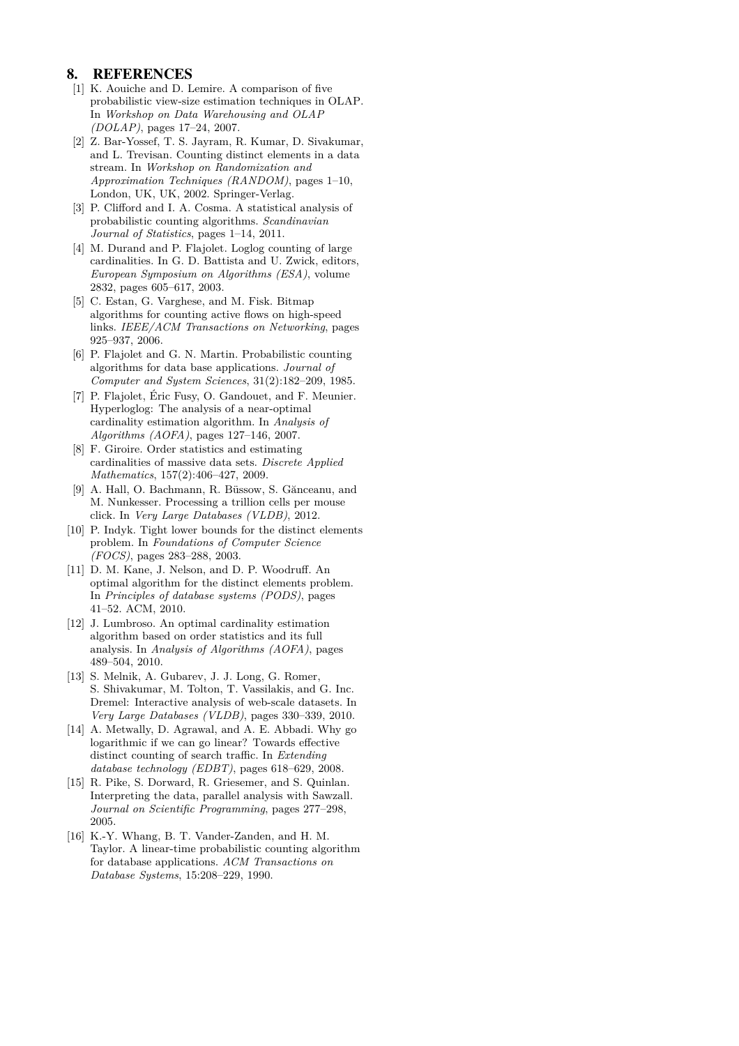## 8. REFERENCES

[1] K. Aouiche and D. Lemire. A comparison of five probabilistic view-size estimation techniques in OLAP. In *Workshop on Data Warehousing and OLAP (DOLAP)*, pages 17–24, 2007.

[2] Z. Bar-Yossef, T. S. Jayram, R. Kumar, D. Sivakumar, and L. Trevisan. Counting distinct elements in a data stream. In *Workshop on Randomization and Approximation Techniques (RANDOM)*, pages 1–10, London, UK, UK, 2002. Springer-Verlag.

[3] P. Clifford and I. A. Cosma. A statistical analysis of probabilistic counting algorithms. *Scandinavian Journal of Statistics*, pages 1–14, 2011.

[4] M. Durand and P. Flajolet. Loglog counting of large cardinalities. In G. D. Battista and U. Zwick, editors, *European Symposium on Algorithms (ESA)*, volume 2832, pages 605–617, 2003.

[5] C. Estan, G. Varghese, and M. Fisk. Bitmap algorithms for counting active flows on high-speed links. *IEEE/ACM Transactions on Networking*, pages 925–937, 2006.

[6] P. Flajolet and G. N. Martin. Probabilistic counting algorithms for data base applications. *Journal of Computer and System Sciences*, 31(2):182–209, 1985.

[7] P. Flajolet, Éric Fusy, O. Gandouet, and F. Meunier. Hyperloglog: The analysis of a near-optimal cardinality estimation algorithm. In *Analysis of Algorithms (AOFA)*, pages 127–146, 2007.

[8] F. Giroire. Order statistics and estimating cardinalities of massive data sets. *Discrete Applied Mathematics*, 157(2):406–427, 2009.

[9] A. Hall, O. Bachmann, R. Büssow, S. Gănceanu, and M. Nunkesser. Processing a trillion cells per mouse click. In *Very Large Databases (VLDB)*, 2012.

[10] P. Indyk. Tight lower bounds for the distinct elements problem. In *Foundations of Computer Science (FOCS)*, pages 283–288, 2003.

[11] D. M. Kane, J. Nelson, and D. P. Woodruff. An optimal algorithm for the distinct elements problem. In *Principles of database systems (PODS)*, pages 41–52. ACM, 2010.

[12] J. Lumbroso. An optimal cardinality estimation algorithm based on order statistics and its full analysis. In *Analysis of Algorithms (AOFA)*, pages 489–504, 2010.

[13] S. Melnik, A. Gubarev, J. J. Long, G. Romer, S. Shivakumar, M. Tolton, T. Vassilakis, and G. Inc. Dremel: Interactive analysis of web-scale datasets. In *Very Large Databases (VLDB)*, pages 330–339, 2010.

[14] A. Metwally, D. Agrawal, and A. E. Abbadi. Why go logarithmic if we can go linear? Towards effective distinct counting of search traffic. In *Extending database technology (EDBT)*, pages 618–629, 2008.

[15] R. Pike, S. Dorward, R. Griesemer, and S. Quinlan. Interpreting the data, parallel analysis with Sawzall. *Journal on Scientific Programming*, pages 277–298, 2005.

[16] K.-Y. Whang, B. T. Vander-Zanden, and H. M. Taylor. A linear-time probabilistic counting algorithm for database applications. *ACM Transactions on Database Systems*, 15:208–229, 1990.